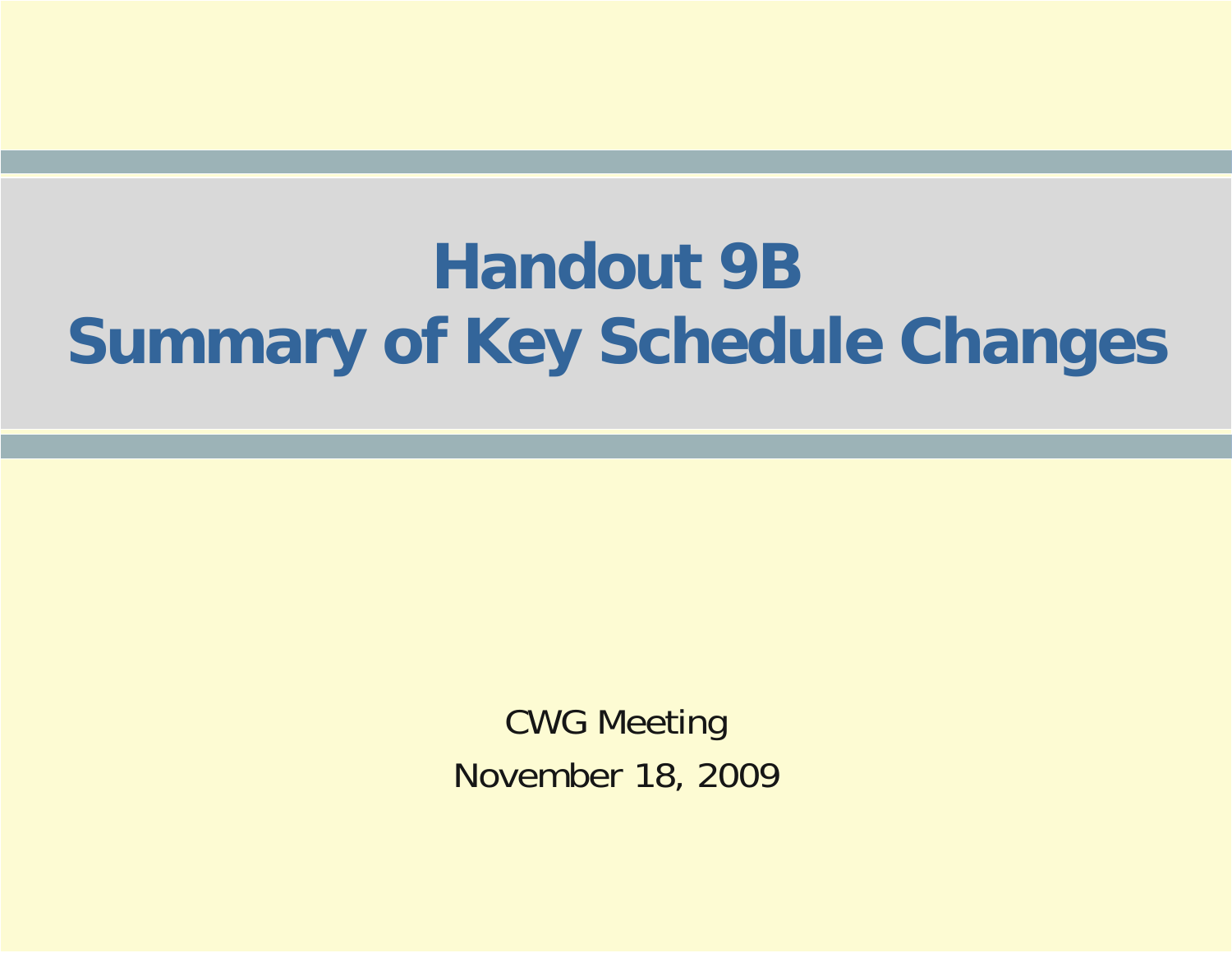# Handout 9B
# Summary of Key Schedule Changes

CWG Meeting

November 18, 2009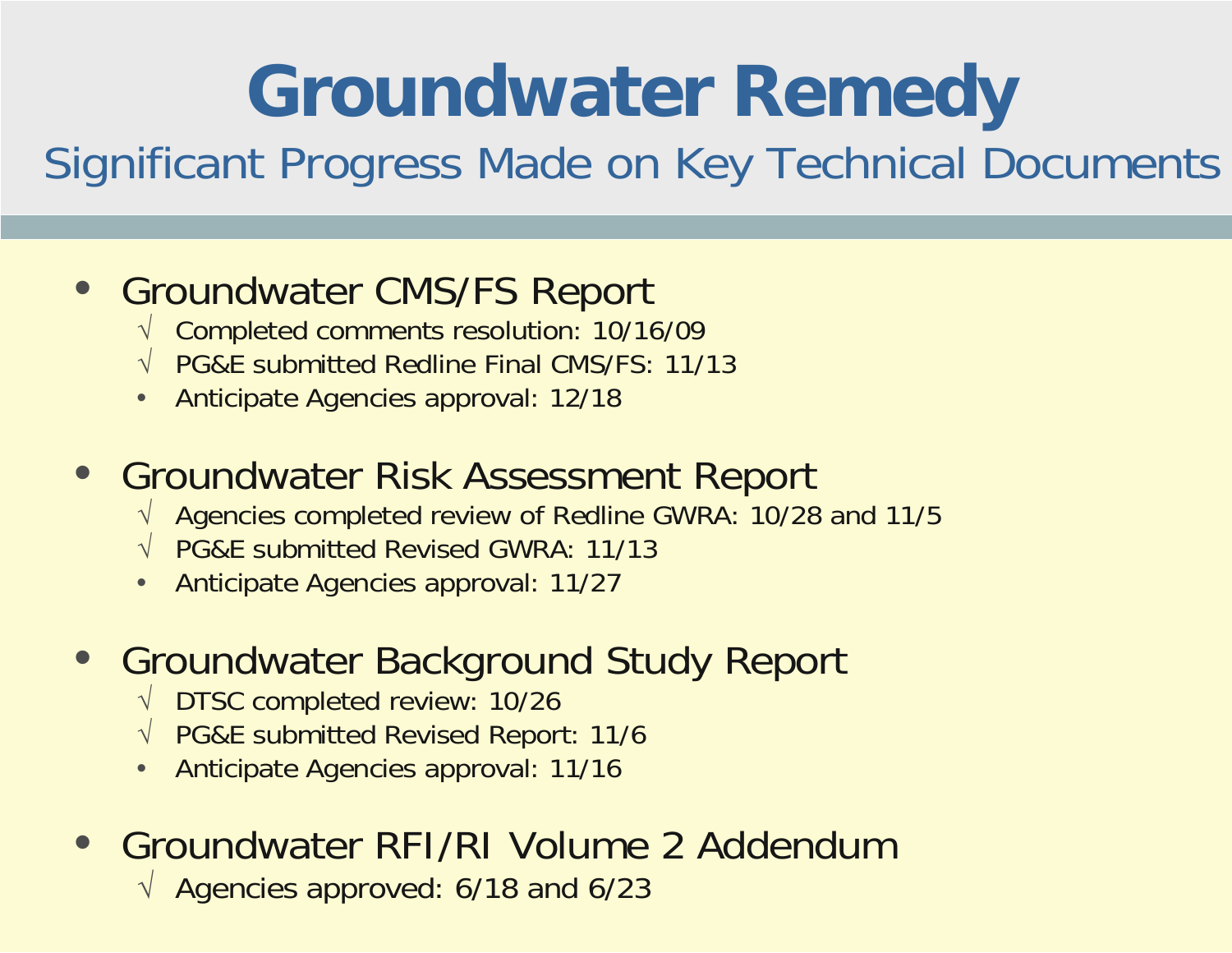# Groundwater Remedy

## Significant Progress Made on Key Technical Documents

- Groundwater CMS/FS Report
  - √ Completed comments resolution: 10/16/09
  - √ PG&E submitted Redline Final CMS/FS: 11/13
  - Anticipate Agencies approval: 12/18
- Groundwater Risk Assessment Report
  - √ Agencies completed review of Redline GWRA: 10/28 and 11/5
  - √ PG&E submitted Revised GWRA: 11/13
  - Anticipate Agencies approval: 11/27
- Groundwater Background Study Report
  - √ DTSC completed review: 10/26
  - √ PG&E submitted Revised Report: 11/6
  - Anticipate Agencies approval: 11/16
- Groundwater RFI/RI Volume 2 Addendum
  - √ Agencies approved: 6/18 and 6/23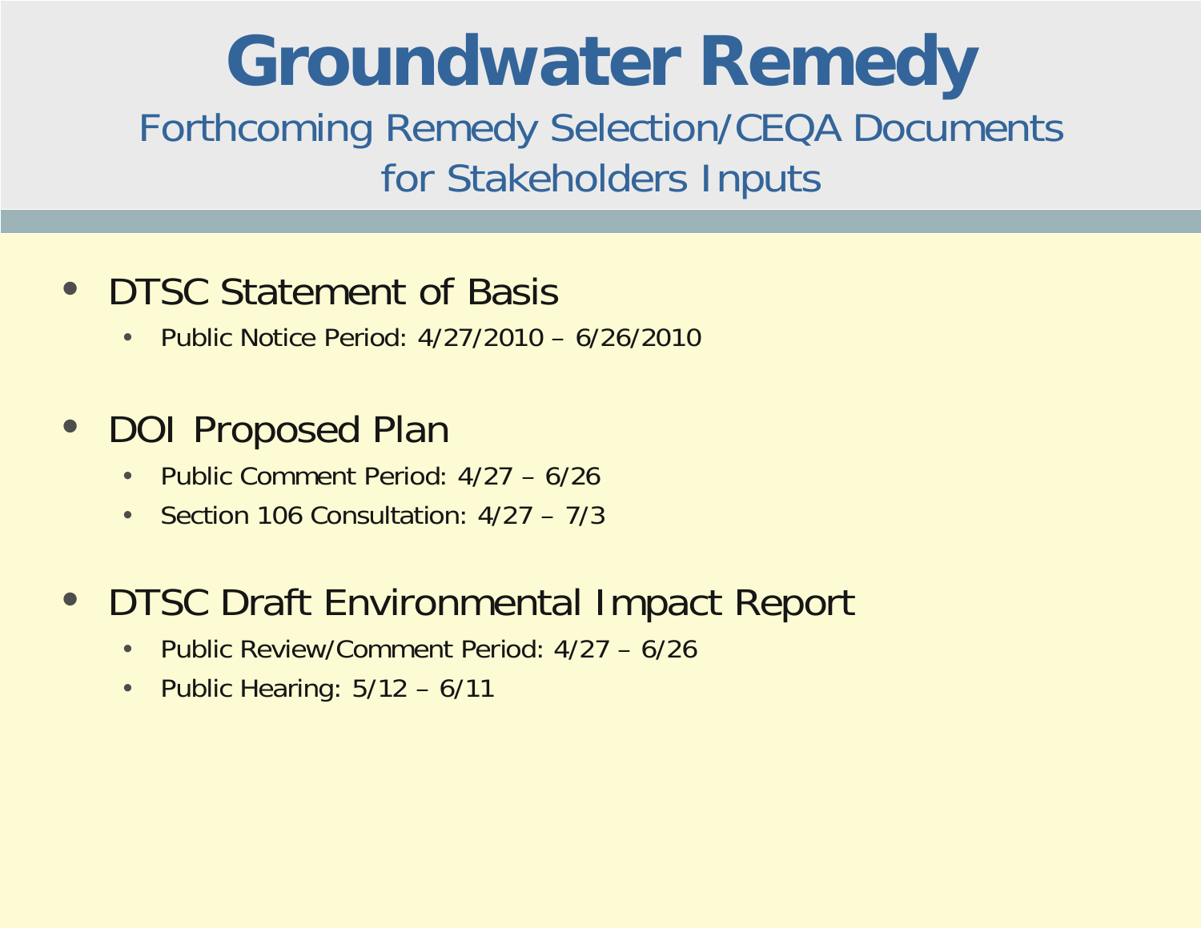# Groundwater Remedy

## Forthcoming Remedy Selection/CEQA Documents for Stakeholders Inputs

- DTSC Statement of Basis
  - Public Notice Period: 4/27/2010 – 6/26/2010
- DOI Proposed Plan
  - Public Comment Period: 4/27 – 6/26
  - Section 106 Consultation: 4/27 – 7/3
- DTSC Draft Environmental Impact Report
  - Public Review/Comment Period: 4/27 – 6/26
  - Public Hearing: 5/12 – 6/11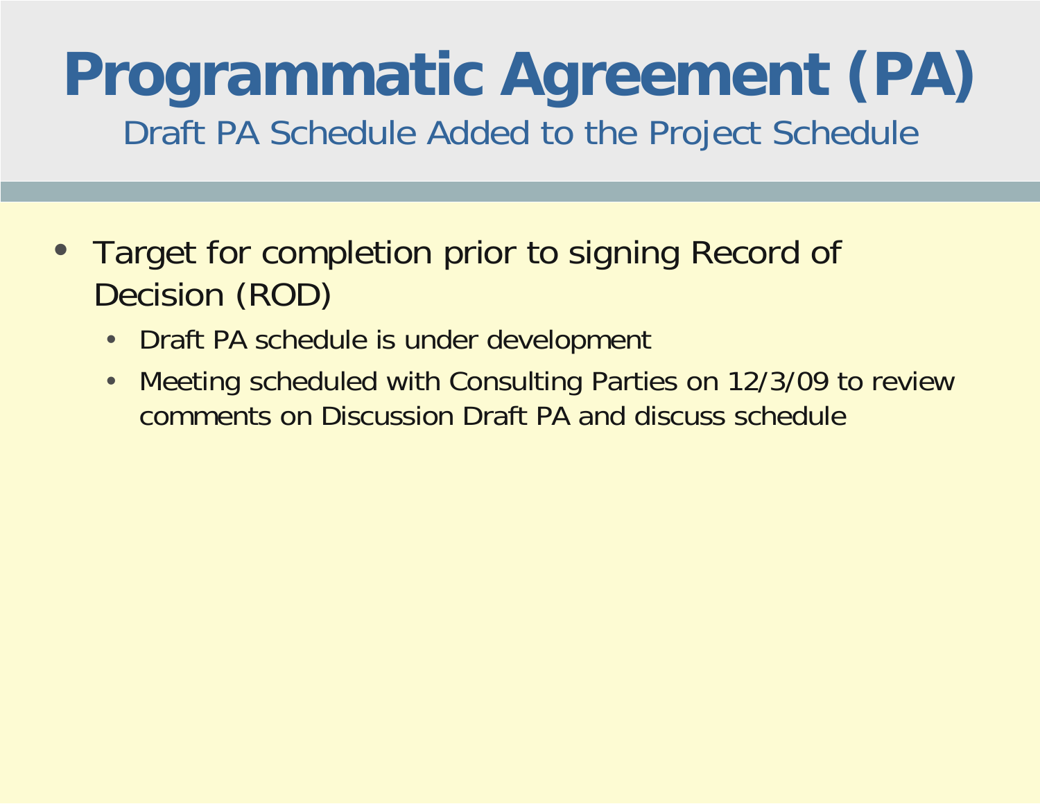# Programmatic Agreement (PA)

## Draft PA Schedule Added to the Project Schedule

- Target for completion prior to signing Record of Decision (ROD)
  - Draft PA schedule is under development
  - Meeting scheduled with Consulting Parties on 12/3/09 to review comments on Discussion Draft PA and discuss schedule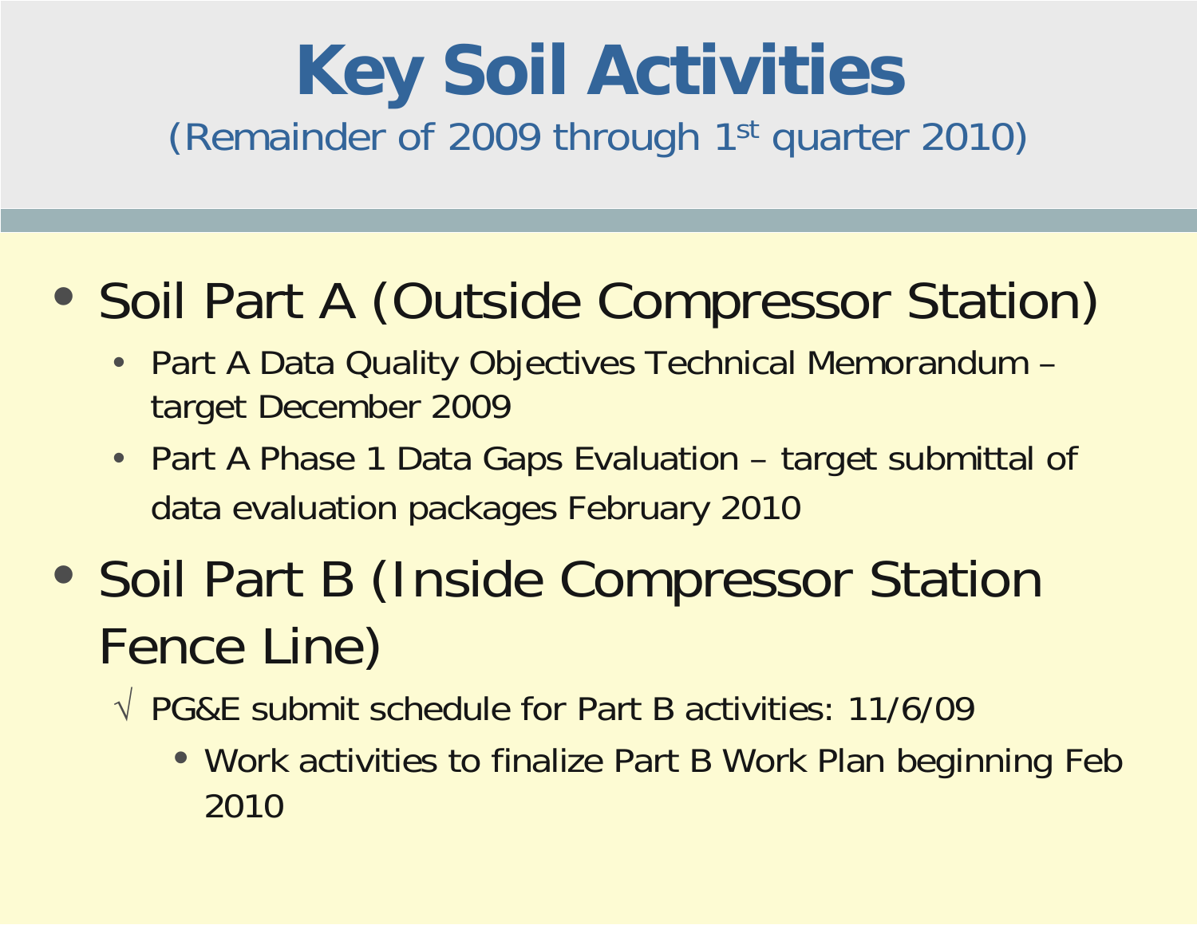# Key Soil Activities

(Remainder of 2009 through 1st quarter 2010)

- Soil Part A (Outside Compressor Station)
  - Part A Data Quality Objectives Technical Memorandum – target December 2009
  - Part A Phase 1 Data Gaps Evaluation – target submittal of data evaluation packages February 2010
- Soil Part B (Inside Compressor Station Fence Line)
  - √ PG&E submit schedule for Part B activities: 11/6/09
    - Work activities to finalize Part B Work Plan beginning Feb 2010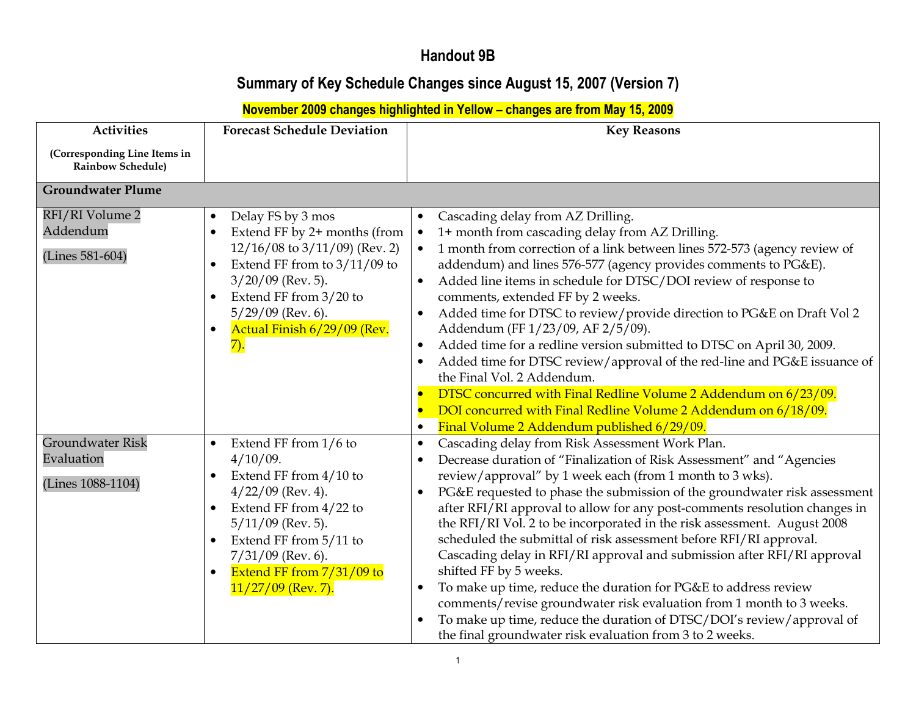# Handout 9B

## Summary of Key Schedule Changes since August 15, 2007 (Version 7)

**November 2009 changes highlighted in Yellow – changes are from May 15, 2009**

| Activities (Corresponding Line Items in Rainbow Schedule) | Forecast Schedule Deviation | Key Reasons |
|---|---|---|
| **Groundwater Plume** | | |
| RFI/RI Volume 2 Addendum (Lines 581-604) | • Delay FS by 3 mos<br>• Extend FF by 2+ months (from 12/16/08 to 3/11/09) (Rev. 2)<br>• Extend FF from to 3/11/09 to 3/20/09 (Rev. 5).<br>• Extend FF from 3/20 to 5/29/09 (Rev. 6).<br>• Actual Finish 6/29/09 (Rev. 7). | • Cascading delay from AZ Drilling.<br>• 1+ month from cascading delay from AZ Drilling.<br>• 1 month from correction of a link between lines 572-573 (agency review of addendum) and lines 576-577 (agency provides comments to PG&E).<br>• Added line items in schedule for DTSC/DOI review of response to comments, extended FF by 2 weeks.<br>• Added time for DTSC to review/provide direction to PG&E on Draft Vol 2 Addendum (FF 1/23/09, AF 2/5/09).<br>• Added time for a redline version submitted to DTSC on April 30, 2009.<br>• Added time for DTSC review/approval of the red-line and PG&E issuance of the Final Vol. 2 Addendum.<br>• DTSC concurred with Final Redline Volume 2 Addendum on 6/23/09.<br>• DOI concurred with Final Redline Volume 2 Addendum on 6/18/09.<br>• Final Volume 2 Addendum published 6/29/09. |
| Groundwater Risk Evaluation (Lines 1088-1104) | • Extend FF from 1/6 to 4/10/09.<br>• Extend FF from 4/10 to 4/22/09 (Rev. 4).<br>• Extend FF from 4/22 to 5/11/09 (Rev. 5).<br>• Extend FF from 5/11 to 7/31/09 (Rev. 6).<br>• Extend FF from 7/31/09 to 11/27/09 (Rev. 7). | • Cascading delay from Risk Assessment Work Plan.<br>• Decrease duration of "Finalization of Risk Assessment" and "Agencies review/approval" by 1 week each (from 1 month to 3 wks).<br>• PG&E requested to phase the submission of the groundwater risk assessment after RFI/RI approval to allow for any post-comments resolution changes in the RFI/RI Vol. 2 to be incorporated in the risk assessment. August 2008 scheduled the submittal of risk assessment before RFI/RI approval. Cascading delay in RFI/RI approval and submission after RFI/RI approval shifted FF by 5 weeks.<br>• To make up time, reduce the duration for PG&E to address review comments/revise groundwater risk evaluation from 1 month to 3 weeks.<br>• To make up time, reduce the duration of DTSC/DOI's review/approval of the final groundwater risk evaluation from 3 to 2 weeks. |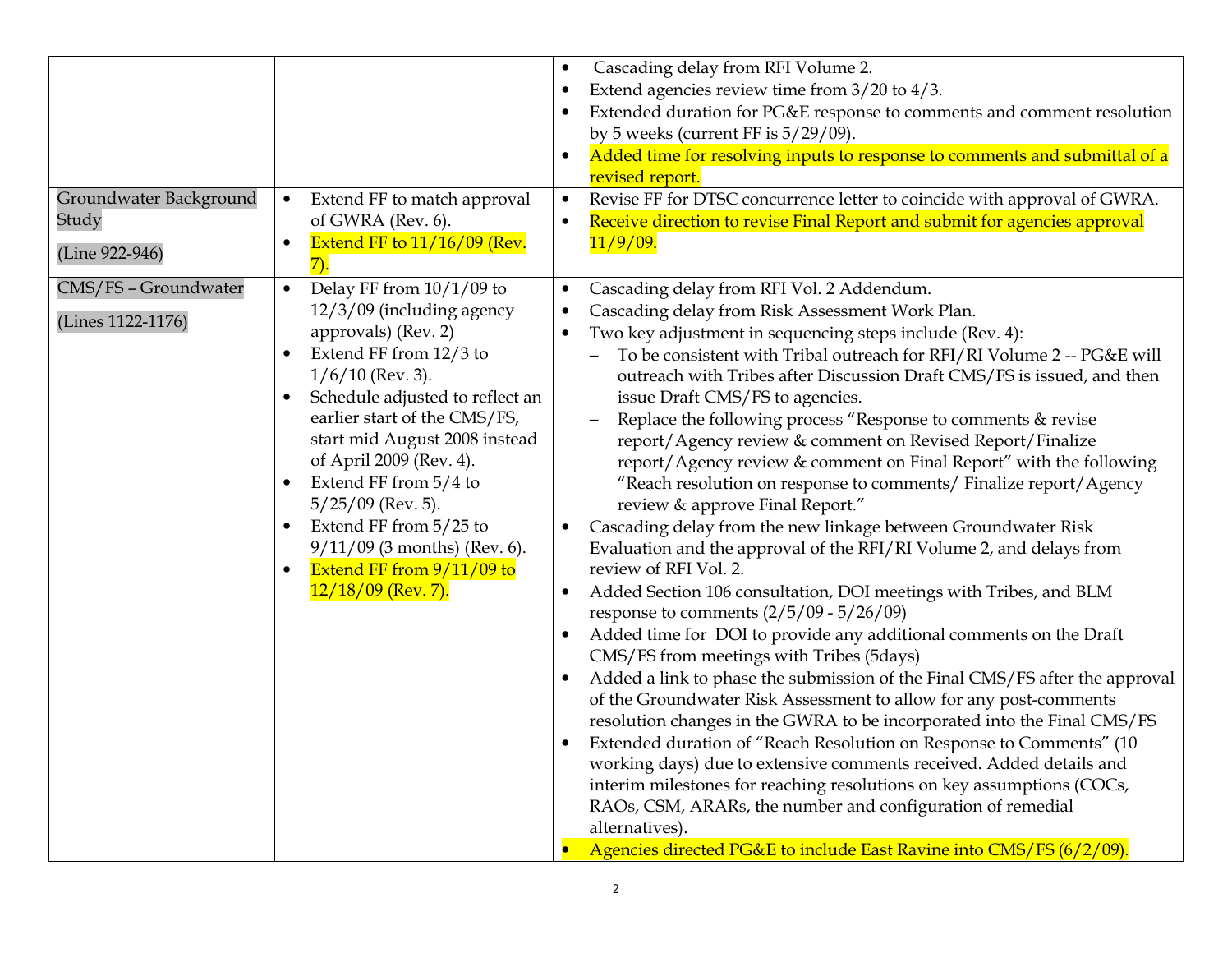| | | |
|---|---|---|
| | | • Cascading delay from RFI Volume 2.<br>• Extend agencies review time from 3/20 to 4/3.<br>• Extended duration for PG&E response to comments and comment resolution by 5 weeks (current FF is 5/29/09).<br>• Added time for resolving inputs to response to comments and submittal of a revised report. |
| Groundwater Background Study<br><br>(Line 922-946) | • Extend FF to match approval of GWRA (Rev. 6).<br>• Extend FF to 11/16/09 (Rev. 7). | • Revise FF for DTSC concurrence letter to coincide with approval of GWRA.<br>• Receive direction to revise Final Report and submit for agencies approval 11/9/09. |
| CMS/FS – Groundwater<br><br>(Lines 1122-1176) | • Delay FF from 10/1/09 to 12/3/09 (including agency approvals) (Rev. 2)<br>• Extend FF from 12/3 to 1/6/10 (Rev. 3).<br>• Schedule adjusted to reflect an earlier start of the CMS/FS, start mid August 2008 instead of April 2009 (Rev. 4).<br>• Extend FF from 5/4 to 5/25/09 (Rev. 5).<br>• Extend FF from 5/25 to 9/11/09 (3 months) (Rev. 6).<br>• Extend FF from 9/11/09 to 12/18/09 (Rev. 7). | • Cascading delay from RFI Vol. 2 Addendum.<br>• Cascading delay from Risk Assessment Work Plan.<br>• Two key adjustment in sequencing steps include (Rev. 4):<br>– To be consistent with Tribal outreach for RFI/RI Volume 2 -- PG&E will outreach with Tribes after Discussion Draft CMS/FS is issued, and then issue Draft CMS/FS to agencies.<br>– Replace the following process "Response to comments & revise report/Agency review & comment on Revised Report/Finalize report/Agency review & comment on Final Report" with the following "Reach resolution on response to comments/ Finalize report/Agency review & approve Final Report."<br>• Cascading delay from the new linkage between Groundwater Risk Evaluation and the approval of the RFI/RI Volume 2, and delays from review of RFI Vol. 2.<br>• Added Section 106 consultation, DOI meetings with Tribes, and BLM response to comments (2/5/09 - 5/26/09)<br>• Added time for DOI to provide any additional comments on the Draft CMS/FS from meetings with Tribes (5days)<br>• Added a link to phase the submission of the Final CMS/FS after the approval of the Groundwater Risk Assessment to allow for any post-comments resolution changes in the GWRA to be incorporated into the Final CMS/FS<br>• Extended duration of "Reach Resolution on Response to Comments" (10 working days) due to extensive comments received. Added details and interim milestones for reaching resolutions on key assumptions (COCs, RAOs, CSM, ARARs, the number and configuration of remedial alternatives).<br>• Agencies directed PG&E to include East Ravine into CMS/FS (6/2/09). |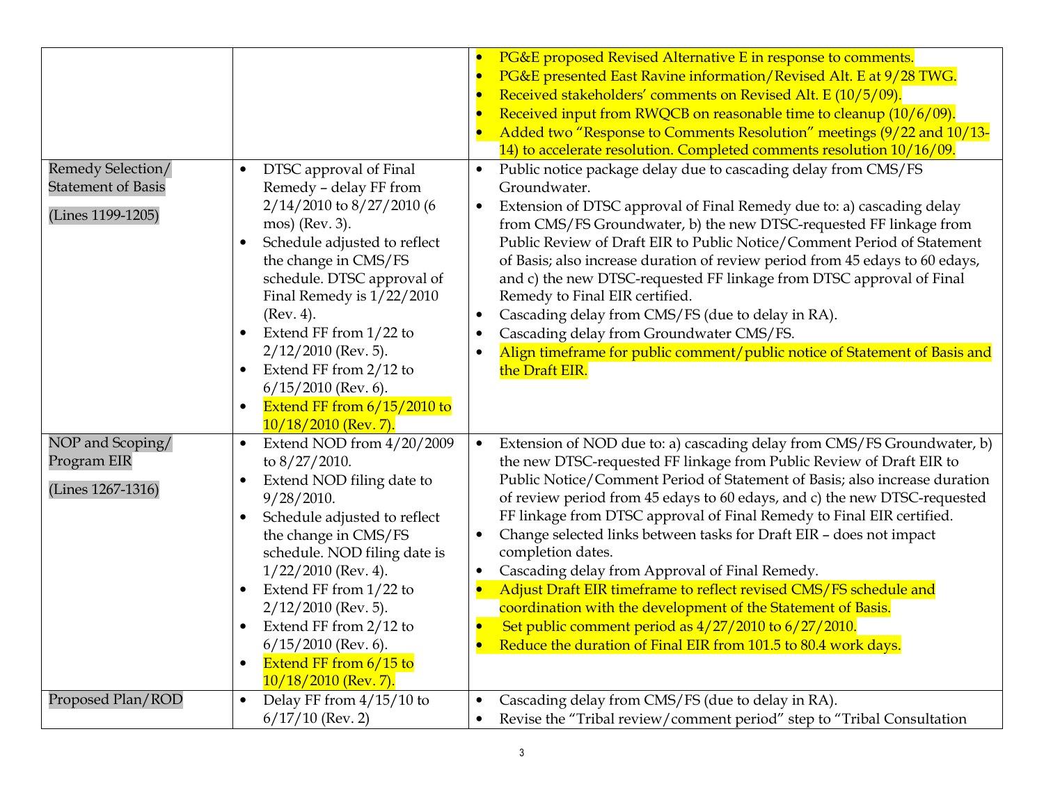| | | |
|---|---|---|
| | | • PG&E proposed Revised Alternative E in response to comments.<br>• PG&E presented East Ravine information/Revised Alt. E at 9/28 TWG.<br>• Received stakeholders' comments on Revised Alt. E (10/5/09).<br>• Received input from RWQCB on reasonable time to cleanup (10/6/09).<br>• Added two "Response to Comments Resolution" meetings (9/22 and 10/13-14) to accelerate resolution. Completed comments resolution 10/16/09. |
| Remedy Selection/ Statement of Basis<br><br>(Lines 1199-1205) | • DTSC approval of Final Remedy – delay FF from 2/14/2010 to 8/27/2010 (6 mos) (Rev. 3).<br>• Schedule adjusted to reflect the change in CMS/FS schedule. DTSC approval of Final Remedy is 1/22/2010 (Rev. 4).<br>• Extend FF from 1/22 to 2/12/2010 (Rev. 5).<br>• Extend FF from 2/12 to 6/15/2010 (Rev. 6).<br>• Extend FF from 6/15/2010 to 10/18/2010 (Rev. 7). | • Public notice package delay due to cascading delay from CMS/FS Groundwater.<br>• Extension of DTSC approval of Final Remedy due to: a) cascading delay from CMS/FS Groundwater, b) the new DTSC-requested FF linkage from Public Review of Draft EIR to Public Notice/Comment Period of Statement of Basis; also increase duration of review period from 45 edays to 60 edays, and c) the new DTSC-requested FF linkage from DTSC approval of Final Remedy to Final EIR certified.<br>• Cascading delay from CMS/FS (due to delay in RA).<br>• Cascading delay from Groundwater CMS/FS.<br>• Align timeframe for public comment/public notice of Statement of Basis and the Draft EIR. |
| NOP and Scoping/ Program EIR<br><br>(Lines 1267-1316) | • Extend NOD from 4/20/2009 to 8/27/2010.<br>• Extend NOD filing date to 9/28/2010.<br>• Schedule adjusted to reflect the change in CMS/FS schedule. NOD filing date is 1/22/2010 (Rev. 4).<br>• Extend FF from 1/22 to 2/12/2010 (Rev. 5).<br>• Extend FF from 2/12 to 6/15/2010 (Rev. 6).<br>• Extend FF from 6/15 to 10/18/2010 (Rev. 7). | • Extension of NOD due to: a) cascading delay from CMS/FS Groundwater, b) the new DTSC-requested FF linkage from Public Review of Draft EIR to Public Notice/Comment Period of Statement of Basis; also increase duration of review period from 45 edays to 60 edays, and c) the new DTSC-requested FF linkage from DTSC approval of Final Remedy to Final EIR certified.<br>• Change selected links between tasks for Draft EIR – does not impact completion dates.<br>• Cascading delay from Approval of Final Remedy.<br>• Adjust Draft EIR timeframe to reflect revised CMS/FS schedule and coordination with the development of the Statement of Basis.<br>• Set public comment period as 4/27/2010 to 6/27/2010.<br>• Reduce the duration of Final EIR from 101.5 to 80.4 work days. |
| Proposed Plan/ROD | • Delay FF from 4/15/10 to 6/17/10 (Rev. 2) | • Cascading delay from CMS/FS (due to delay in RA).<br>• Revise the "Tribal review/comment period" step to "Tribal Consultation |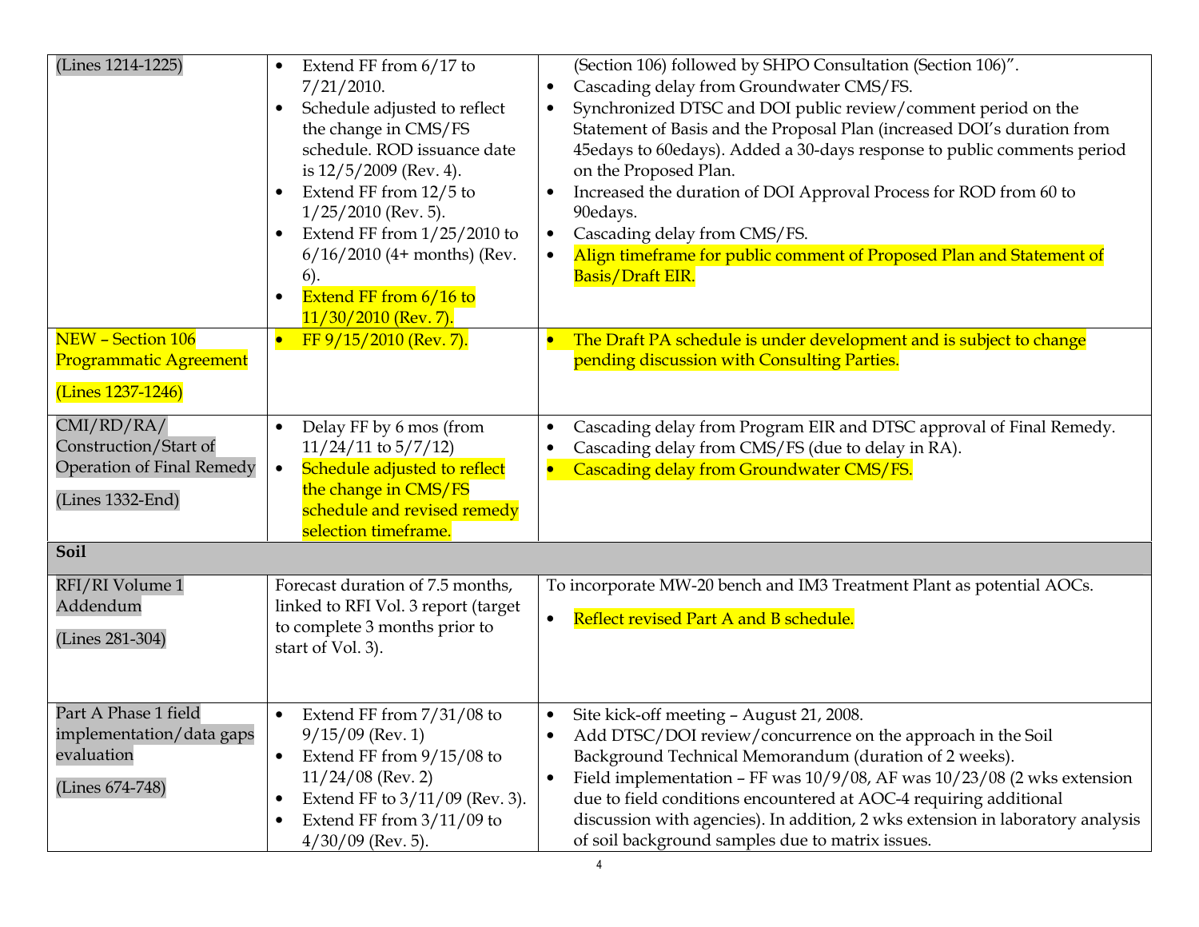| | | |
|---|---|---|
| (Lines 1214-1225) | • Extend FF from 6/17 to 7/21/2010.<br>• Schedule adjusted to reflect the change in CMS/FS schedule. ROD issuance date is 12/5/2009 (Rev. 4).<br>• Extend FF from 12/5 to 1/25/2010 (Rev. 5).<br>• Extend FF from 1/25/2010 to 6/16/2010 (4+ months) (Rev. 6).<br>• Extend FF from 6/16 to 11/30/2010 (Rev. 7). | (Section 106) followed by SHPO Consultation (Section 106)".<br>• Cascading delay from Groundwater CMS/FS.<br>• Synchronized DTSC and DOI public review/comment period on the Statement of Basis and the Proposal Plan (increased DOI's duration from 45edays to 60edays). Added a 30-days response to public comments period on the Proposed Plan.<br>• Increased the duration of DOI Approval Process for ROD from 60 to 90edays.<br>• Cascading delay from CMS/FS.<br>• Align timeframe for public comment of Proposed Plan and Statement of Basis/Draft EIR. |
| NEW – Section 106 Programmatic Agreement<br><br>(Lines 1237-1246) | • FF 9/15/2010 (Rev. 7). | • The Draft PA schedule is under development and is subject to change pending discussion with Consulting Parties. |
| CMI/RD/RA/ Construction/Start of Operation of Final Remedy<br><br>(Lines 1332-End) | • Delay FF by 6 mos (from 11/24/11 to 5/7/12)<br>• Schedule adjusted to reflect the change in CMS/FS schedule and revised remedy selection timeframe. | • Cascading delay from Program EIR and DTSC approval of Final Remedy.<br>• Cascading delay from CMS/FS (due to delay in RA).<br>• Cascading delay from Groundwater CMS/FS. |
| **Soil** | | |
| RFI/RI Volume 1 Addendum<br><br>(Lines 281-304) | Forecast duration of 7.5 months, linked to RFI Vol. 3 report (target to complete 3 months prior to start of Vol. 3). | To incorporate MW-20 bench and IM3 Treatment Plant as potential AOCs.<br>• Reflect revised Part A and B schedule. |
| Part A Phase 1 field implementation/data gaps evaluation<br><br>(Lines 674-748) | • Extend FF from 7/31/08 to 9/15/09 (Rev. 1)<br>• Extend FF from 9/15/08 to 11/24/08 (Rev. 2)<br>• Extend FF to 3/11/09 (Rev. 3).<br>• Extend FF from 3/11/09 to 4/30/09 (Rev. 5). | • Site kick-off meeting – August 21, 2008.<br>• Add DTSC/DOI review/concurrence on the approach in the Soil Background Technical Memorandum (duration of 2 weeks).<br>• Field implementation – FF was 10/9/08, AF was 10/23/08 (2 wks extension due to field conditions encountered at AOC-4 requiring additional discussion with agencies). In addition, 2 wks extension in laboratory analysis of soil background samples due to matrix issues. |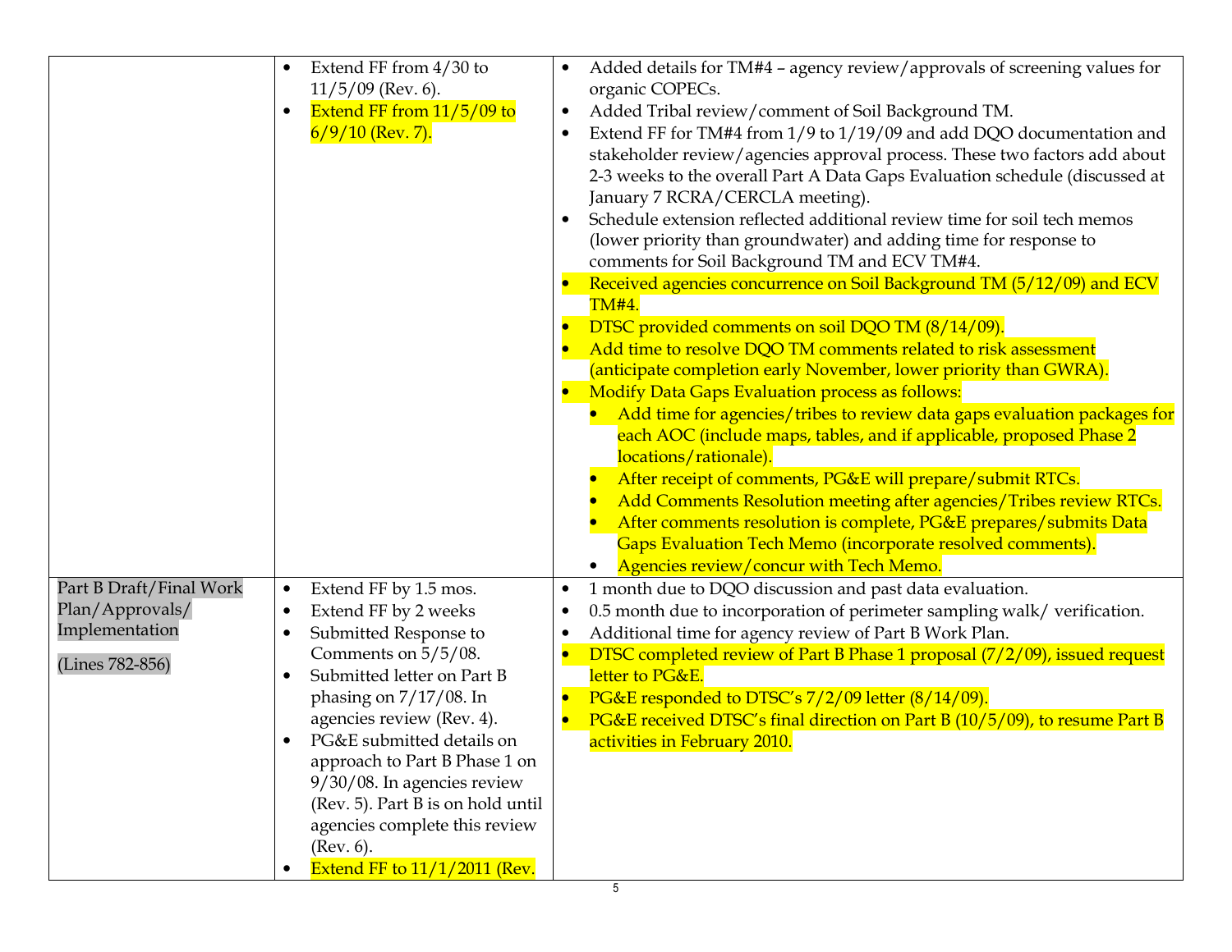| | | |
|---|---|---|
| | • Extend FF from 4/30 to 11/5/09 (Rev. 6).<br>• Extend FF from 11/5/09 to 6/9/10 (Rev. 7). | • Added details for TM#4 – agency review/approvals of screening values for organic COPECs.<br>• Added Tribal review/comment of Soil Background TM.<br>• Extend FF for TM#4 from 1/9 to 1/19/09 and add DQO documentation and stakeholder review/agencies approval process. These two factors add about 2-3 weeks to the overall Part A Data Gaps Evaluation schedule (discussed at January 7 RCRA/CERCLA meeting).<br>• Schedule extension reflected additional review time for soil tech memos (lower priority than groundwater) and adding time for response to comments for Soil Background TM and ECV TM#4.<br>• Received agencies concurrence on Soil Background TM (5/12/09) and ECV TM#4.<br>• DTSC provided comments on soil DQO TM (8/14/09).<br>• Add time to resolve DQO TM comments related to risk assessment (anticipate completion early November, lower priority than GWRA).<br>• Modify Data Gaps Evaluation process as follows:<br>&nbsp;&nbsp;• Add time for agencies/tribes to review data gaps evaluation packages for each AOC (include maps, tables, and if applicable, proposed Phase 2 locations/rationale).<br>&nbsp;&nbsp;• After receipt of comments, PG&E will prepare/submit RTCs.<br>&nbsp;&nbsp;• Add Comments Resolution meeting after agencies/Tribes review RTCs.<br>&nbsp;&nbsp;• After comments resolution is complete, PG&E prepares/submits Data Gaps Evaluation Tech Memo (incorporate resolved comments).<br>&nbsp;&nbsp;• Agencies review/concur with Tech Memo. |
| Part B Draft/Final Work Plan/Approvals/ Implementation<br><br>(Lines 782-856) | • Extend FF by 1.5 mos.<br>• Extend FF by 2 weeks<br>• Submitted Response to Comments on 5/5/08.<br>• Submitted letter on Part B phasing on 7/17/08. In agencies review (Rev. 4).<br>• PG&E submitted details on approach to Part B Phase 1 on 9/30/08. In agencies review (Rev. 5). Part B is on hold until agencies complete this review (Rev. 6).<br>• Extend FF to 11/1/2011 (Rev. | • 1 month due to DQO discussion and past data evaluation.<br>• 0.5 month due to incorporation of perimeter sampling walk/ verification.<br>• Additional time for agency review of Part B Work Plan.<br>• DTSC completed review of Part B Phase 1 proposal (7/2/09), issued request letter to PG&E.<br>• PG&E responded to DTSC's 7/2/09 letter (8/14/09).<br>• PG&E received DTSC's final direction on Part B (10/5/09), to resume Part B activities in February 2010. |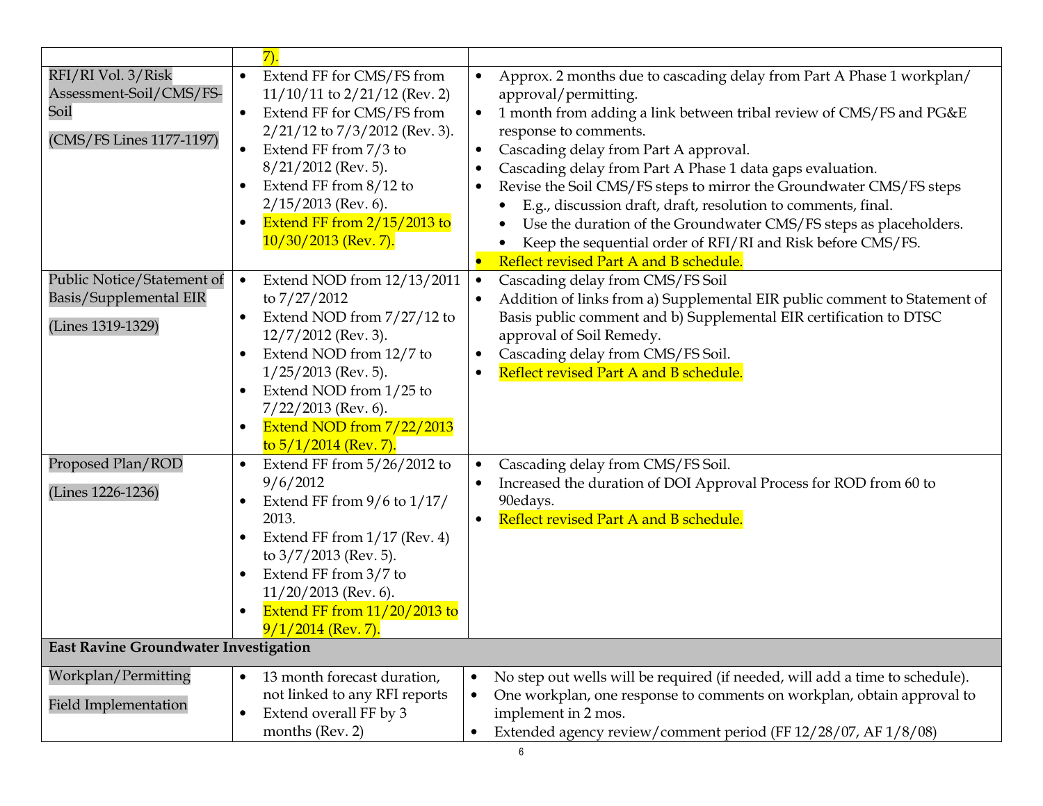| | | |
|---|---|---|
| | 7). | |
| RFI/RI Vol. 3/Risk Assessment-Soil/CMS/FS-Soil<br><br>(CMS/FS Lines 1177-1197) | • Extend FF for CMS/FS from 11/10/11 to 2/21/12 (Rev. 2)<br>• Extend FF for CMS/FS from 2/21/12 to 7/3/2012 (Rev. 3).<br>• Extend FF from 7/3 to 8/21/2012 (Rev. 5).<br>• Extend FF from 8/12 to 2/15/2013 (Rev. 6).<br>• Extend FF from 2/15/2013 to 10/30/2013 (Rev. 7). | • Approx. 2 months due to cascading delay from Part A Phase 1 workplan/ approval/permitting.<br>• 1 month from adding a link between tribal review of CMS/FS and PG&E response to comments.<br>• Cascading delay from Part A approval.<br>• Cascading delay from Part A Phase 1 data gaps evaluation.<br>• Revise the Soil CMS/FS steps to mirror the Groundwater CMS/FS steps<br>&nbsp;&nbsp;• E.g., discussion draft, draft, resolution to comments, final.<br>&nbsp;&nbsp;• Use the duration of the Groundwater CMS/FS steps as placeholders.<br>&nbsp;&nbsp;• Keep the sequential order of RFI/RI and Risk before CMS/FS.<br>• Reflect revised Part A and B schedule. |
| Public Notice/Statement of Basis/Supplemental EIR<br><br>(Lines 1319-1329) | • Extend NOD from 12/13/2011 to 7/27/2012<br>• Extend NOD from 7/27/12 to 12/7/2012 (Rev. 3).<br>• Extend NOD from 12/7 to 1/25/2013 (Rev. 5).<br>• Extend NOD from 1/25 to 7/22/2013 (Rev. 6).<br>• Extend NOD from 7/22/2013 to 5/1/2014 (Rev. 7). | • Cascading delay from CMS/FS Soil<br>• Addition of links from a) Supplemental EIR public comment to Statement of Basis public comment and b) Supplemental EIR certification to DTSC approval of Soil Remedy.<br>• Cascading delay from CMS/FS Soil.<br>• Reflect revised Part A and B schedule. |
| Proposed Plan/ROD<br><br>(Lines 1226-1236) | • Extend FF from 5/26/2012 to 9/6/2012<br>• Extend FF from 9/6 to 1/17/ 2013.<br>• Extend FF from 1/17 (Rev. 4) to 3/7/2013 (Rev. 5).<br>• Extend FF from 3/7 to 11/20/2013 (Rev. 6).<br>• Extend FF from 11/20/2013 to 9/1/2014 (Rev. 7). | • Cascading delay from CMS/FS Soil.<br>• Increased the duration of DOI Approval Process for ROD from 60 to 90edays.<br>• Reflect revised Part A and B schedule. |
| **East Ravine Groundwater Investigation** | | |
| Workplan/Permitting<br><br>Field Implementation | • 13 month forecast duration, not linked to any RFI reports<br>• Extend overall FF by 3 months (Rev. 2) | • No step out wells will be required (if needed, will add a time to schedule).<br>• One workplan, one response to comments on workplan, obtain approval to implement in 2 mos.<br>• Extended agency review/comment period (FF 12/28/07, AF 1/8/08) |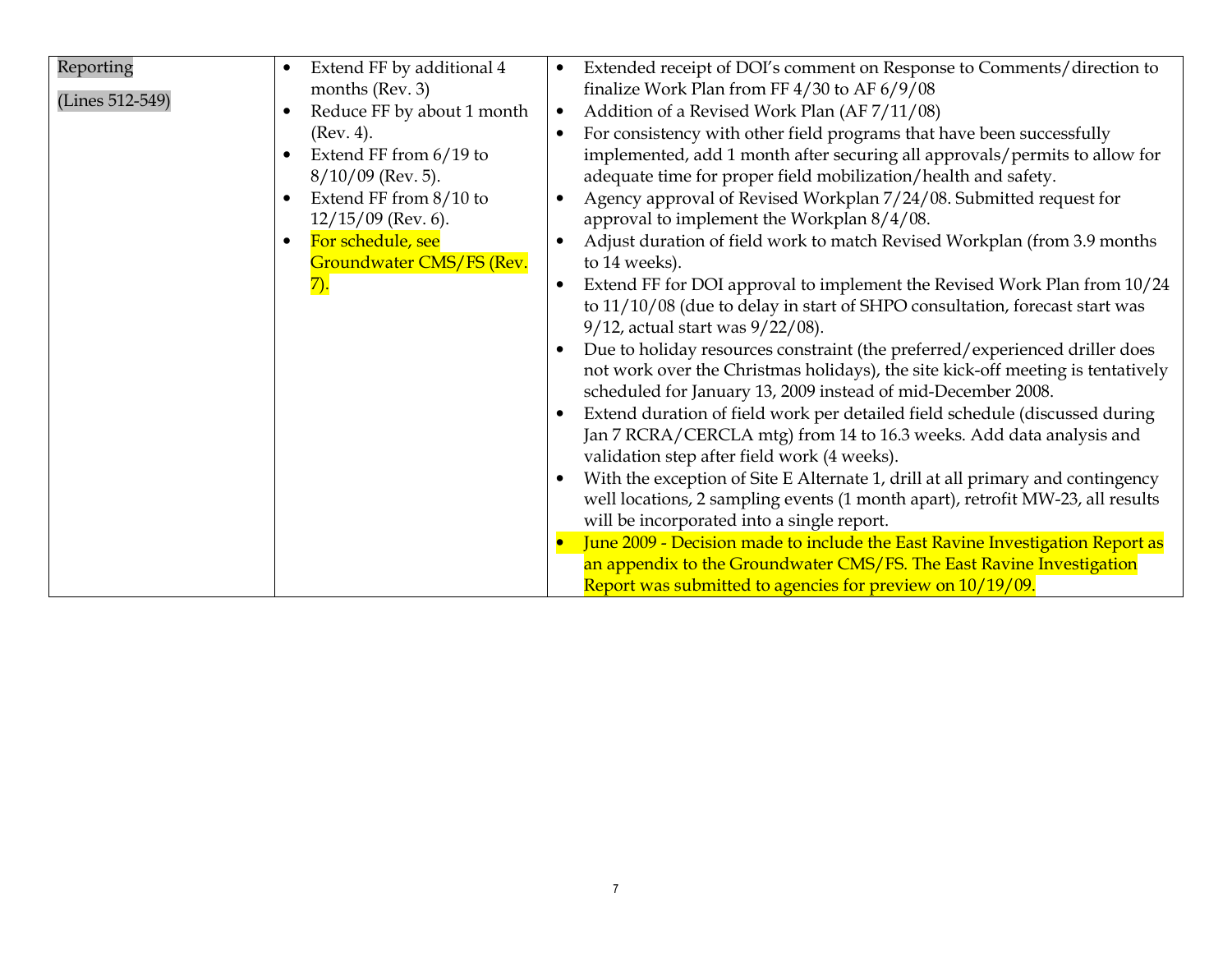| | | |
|---|---|---|
| Reporting<br><br>(Lines 512-549) | • Extend FF by additional 4 months (Rev. 3)<br>• Reduce FF by about 1 month (Rev. 4).<br>• Extend FF from 6/19 to 8/10/09 (Rev. 5).<br>• Extend FF from 8/10 to 12/15/09 (Rev. 6).<br>• For schedule, see Groundwater CMS/FS (Rev. 7). | • Extended receipt of DOI's comment on Response to Comments/direction to finalize Work Plan from FF 4/30 to AF 6/9/08<br>• Addition of a Revised Work Plan (AF 7/11/08)<br>• For consistency with other field programs that have been successfully implemented, add 1 month after securing all approvals/permits to allow for adequate time for proper field mobilization/health and safety.<br>• Agency approval of Revised Workplan 7/24/08. Submitted request for approval to implement the Workplan 8/4/08.<br>• Adjust duration of field work to match Revised Workplan (from 3.9 months to 14 weeks).<br>• Extend FF for DOI approval to implement the Revised Work Plan from 10/24 to 11/10/08 (due to delay in start of SHPO consultation, forecast start was 9/12, actual start was 9/22/08).<br>• Due to holiday resources constraint (the preferred/experienced driller does not work over the Christmas holidays), the site kick-off meeting is tentatively scheduled for January 13, 2009 instead of mid-December 2008.<br>• Extend duration of field work per detailed field schedule (discussed during Jan 7 RCRA/CERCLA mtg) from 14 to 16.3 weeks. Add data analysis and validation step after field work (4 weeks).<br>• With the exception of Site E Alternate 1, drill at all primary and contingency well locations, 2 sampling events (1 month apart), retrofit MW-23, all results will be incorporated into a single report.<br>• June 2009 - Decision made to include the East Ravine Investigation Report as an appendix to the Groundwater CMS/FS. The East Ravine Investigation Report was submitted to agencies for preview on 10/19/09. |